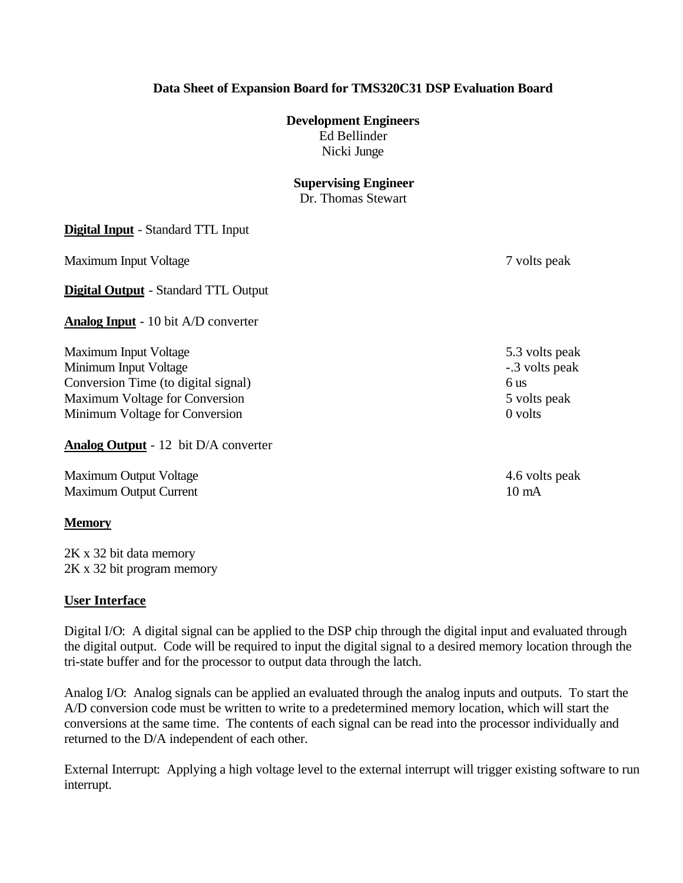# Data Sheet of Expansion Board for TMS320C31 DSP Evaluation Board

**Development Engineers**
Ed Bellinder
Nicki Junge

**Supervising Engineer**
Dr. Thomas Stewart

**Digital Input** - Standard TTL Input

| | |
|---|---|
| Maximum Input Voltage | 7 volts peak |

**Digital Output** - Standard TTL Output

**Analog Input** - 10 bit A/D converter

| | |
|---|---|
| Maximum Input Voltage | 5.3 volts peak |
| Minimum Input Voltage | -.3 volts peak |
| Conversion Time (to digital signal) | 6 us |
| Maximum Voltage for Conversion | 5 volts peak |
| Minimum Voltage for Conversion | 0 volts |

**Analog Output** - 12 bit D/A converter

| | |
|---|---|
| Maximum Output Voltage | 4.6 volts peak |
| Maximum Output Current | 10 mA |

**Memory**

2K x 32 bit data memory
2K x 32 bit program memory

**User Interface**

Digital I/O: A digital signal can be applied to the DSP chip through the digital input and evaluated through the digital output. Code will be required to input the digital signal to a desired memory location through the tri-state buffer and for the processor to output data through the latch.

Analog I/O: Analog signals can be applied an evaluated through the analog inputs and outputs. To start the A/D conversion code must be written to write to a predetermined memory location, which will start the conversions at the same time. The contents of each signal can be read into the processor individually and returned to the D/A independent of each other.

External Interrupt: Applying a high voltage level to the external interrupt will trigger existing software to run interrupt.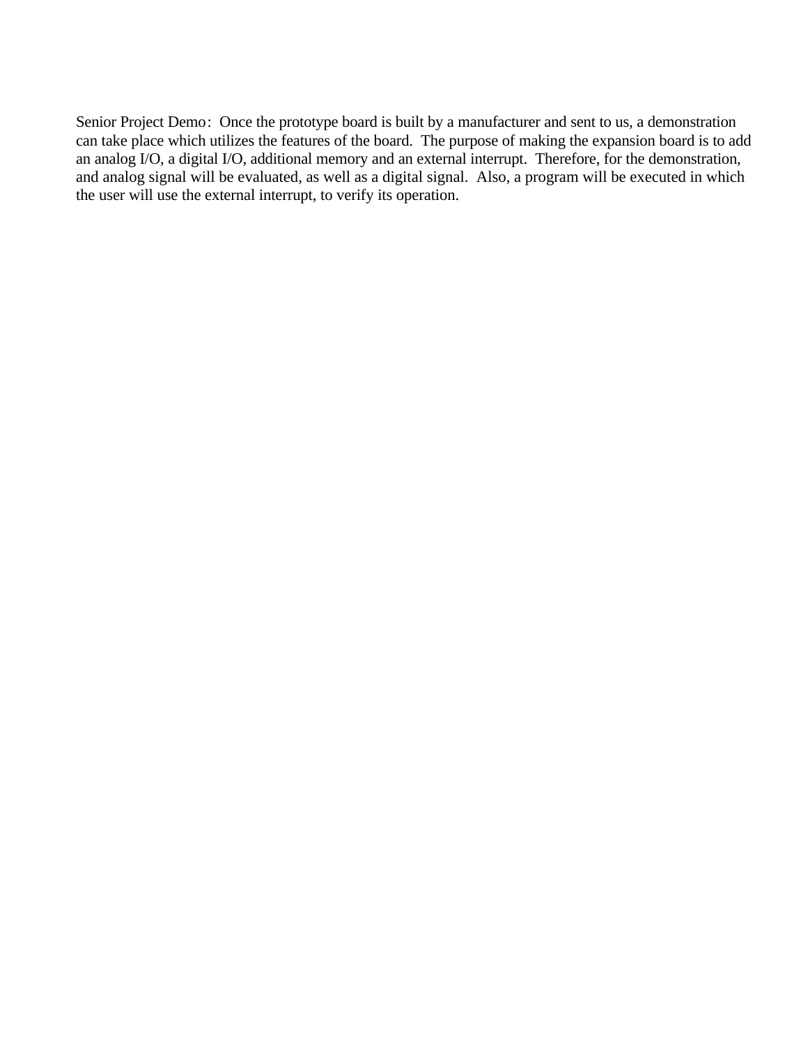Senior Project Demo: Once the prototype board is built by a manufacturer and sent to us, a demonstration can take place which utilizes the features of the board. The purpose of making the expansion board is to add an analog I/O, a digital I/O, additional memory and an external interrupt. Therefore, for the demonstration, and analog signal will be evaluated, as well as a digital signal. Also, a program will be executed in which the user will use the external interrupt, to verify its operation.